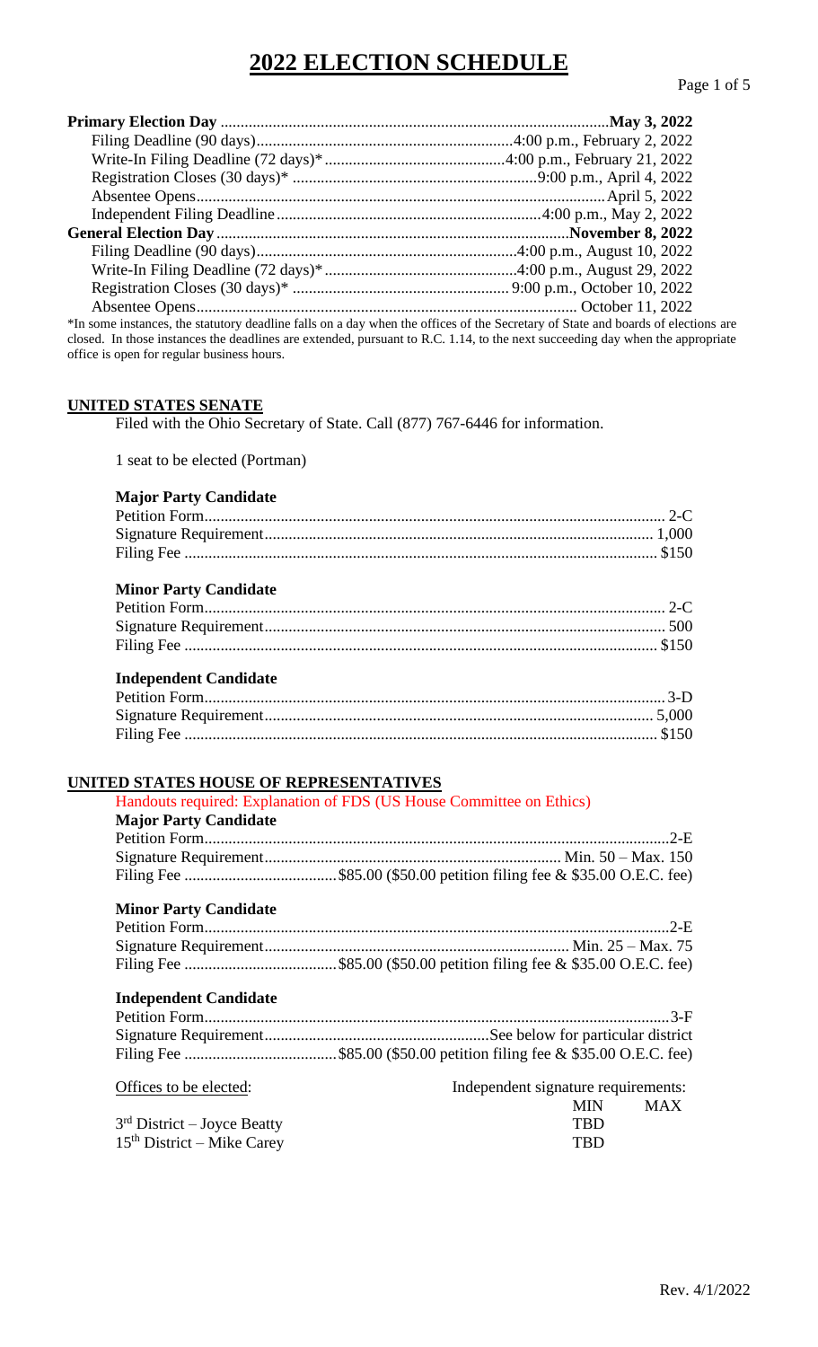# 2022 ELECTION SCHEDULE

| | |
|---|---|
| **Primary Election Day** | **May 3, 2022** |
| Filing Deadline (90 days) | 4:00 p.m., February 2, 2022 |
| Write-In Filing Deadline (72 days)* | 4:00 p.m., February 21, 2022 |
| Registration Closes (30 days)* | 9:00 p.m., April 4, 2022 |
| Absentee Opens | April 5, 2022 |
| Independent Filing Deadline | 4:00 p.m., May 2, 2022 |
| **General Election Day** | **November 8, 2022** |
| Filing Deadline (90 days) | 4:00 p.m., August 10, 2022 |
| Write-In Filing Deadline (72 days)* | 4:00 p.m., August 29, 2022 |
| Registration Closes (30 days)* | 9:00 p.m., October 10, 2022 |
| Absentee Opens | October 11, 2022 |

*In some instances, the statutory deadline falls on a day when the offices of the Secretary of State and boards of elections are closed. In those instances the deadlines are extended, pursuant to R.C. 1.14, to the next succeeding day when the appropriate office is open for regular business hours.

## UNITED STATES SENATE

Filed with the Ohio Secretary of State. Call (877) 767-6446 for information.

1 seat to be elected (Portman)

### Major Party Candidate

| | |
|---|---|
| Petition Form | 2-C |
| Signature Requirement | 1,000 |
| Filing Fee | $150 |

### Minor Party Candidate

| | |
|---|---|
| Petition Form | 2-C |
| Signature Requirement | 500 |
| Filing Fee | $150 |

### Independent Candidate

| | |
|---|---|
| Petition Form | 3-D |
| Signature Requirement | 5,000 |
| Filing Fee | $150 |

## UNITED STATES HOUSE OF REPRESENTATIVES

Handouts required: Explanation of FDS (US House Committee on Ethics)

### Major Party Candidate

| | |
|---|---|
| Petition Form | 2-E |
| Signature Requirement | Min. 50 – Max. 150 |
| Filing Fee | $85.00 ($50.00 petition filing fee & $35.00 O.E.C. fee) |

### Minor Party Candidate

| | |
|---|---|
| Petition Form | 2-E |
| Signature Requirement | Min. 25 – Max. 75 |
| Filing Fee | $85.00 ($50.00 petition filing fee & $35.00 O.E.C. fee) |

### Independent Candidate

| | |
|---|---|
| Petition Form | 3-F |
| Signature Requirement | See below for particular district |
| Filing Fee | $85.00 ($50.00 petition filing fee & $35.00 O.E.C. fee) |

| Offices to be elected: | Independent signature requirements: MIN | MAX |
|---|---|---|
| 3rd District – Joyce Beatty | TBD | |
| 15th District – Mike Carey | TBD | |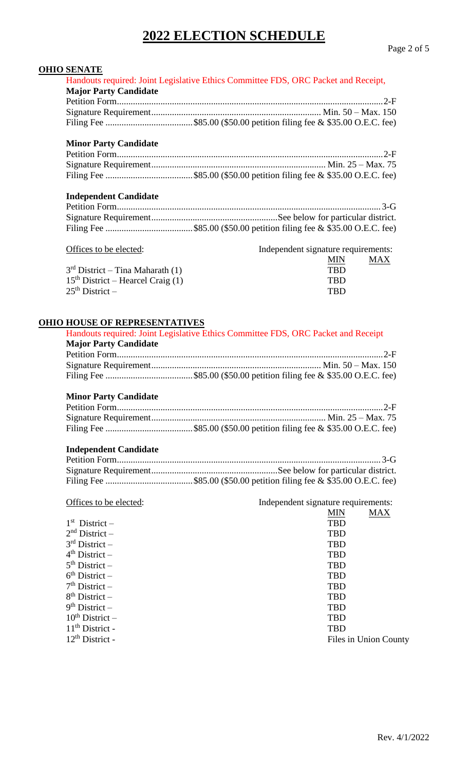# 2022 ELECTION SCHEDULE

## OHIO SENATE

Handouts required: Joint Legislative Ethics Committee FDS, ORC Packet and Receipt,

**Major Party Candidate**

Petition Form........................................................2-F

Signature Requirement........................................Min. 50 – Max. 150

Filing Fee ....................$85.00 ($50.00 petition filing fee & $35.00 O.E.C. fee)

**Minor Party Candidate**

Petition Form........................................................2-F

Signature Requirement........................................Min. 25 – Max. 75

Filing Fee ....................$85.00 ($50.00 petition filing fee & $35.00 O.E.C. fee)

**Independent Candidate**

Petition Form........................................................3-G

Signature Requirement........................................See below for particular district.

Filing Fee ....................$85.00 ($50.00 petition filing fee & $35.00 O.E.C. fee)

| Offices to be elected: | Independent signature requirements: MIN | MAX |
|---|---|---|
| 3rd District – Tina Maharath (1) | TBD | |
| 15th District – Hearcel Craig (1) | TBD | |
| 25th District – | TBD | |

## OHIO HOUSE OF REPRESENTATIVES

Handouts required: Joint Legislative Ethics Committee FDS, ORC Packet and Receipt

**Major Party Candidate**

Petition Form........................................................2-F

Signature Requirement........................................Min. 50 – Max. 150

Filing Fee ....................$85.00 ($50.00 petition filing fee & $35.00 O.E.C. fee)

**Minor Party Candidate**

Petition Form........................................................2-F

Signature Requirement........................................Min. 25 – Max. 75

Filing Fee ....................$85.00 ($50.00 petition filing fee & $35.00 O.E.C. fee)

**Independent Candidate**

Petition Form........................................................3-G

Signature Requirement........................................See below for particular district.

Filing Fee ....................$85.00 ($50.00 petition filing fee & $35.00 O.E.C. fee)

| Offices to be elected: | Independent signature requirements: MIN | MAX |
|---|---|---|
| 1st District – | TBD | |
| 2nd District – | TBD | |
| 3rd District – | TBD | |
| 4th District – | TBD | |
| 5th District – | TBD | |
| 6th District – | TBD | |
| 7th District – | TBD | |
| 8th District – | TBD | |
| 9th District – | TBD | |
| 10th District – | TBD | |
| 11th District - | TBD | |
| 12th District - | Files in Union County | |

Rev. 4/1/2022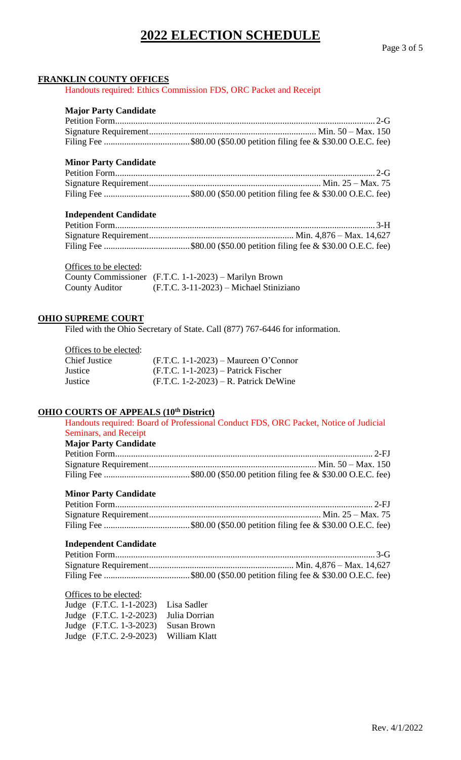# 2022 ELECTION SCHEDULE

## FRANKLIN COUNTY OFFICES

Handouts required: Ethics Commission FDS, ORC Packet and Receipt

### Major Party Candidate

Petition Form.......... 2-G
Signature Requirement.......... Min. 50 – Max. 150
Filing Fee .......... $80.00 ($50.00 petition filing fee & $30.00 O.E.C. fee)

### Minor Party Candidate

Petition Form.......... 2-G
Signature Requirement.......... Min. 25 – Max. 75
Filing Fee .......... $80.00 ($50.00 petition filing fee & $30.00 O.E.C. fee)

### Independent Candidate

Petition Form.......... 3-H
Signature Requirement.......... Min. 4,876 – Max. 14,627
Filing Fee .......... $80.00 ($50.00 petition filing fee & $30.00 O.E.C. fee)

Offices to be elected:

| | |
|---|---|
| County Commissioner | (F.T.C. 1-1-2023) – Marilyn Brown |
| County Auditor | (F.T.C. 3-11-2023) – Michael Stinziano |

## OHIO SUPREME COURT

Filed with the Ohio Secretary of State. Call (877) 767-6446 for information.

Offices to be elected:

| | |
|---|---|
| Chief Justice | (F.T.C. 1-1-2023) – Maureen O'Connor |
| Justice | (F.T.C. 1-1-2023) – Patrick Fischer |
| Justice | (F.T.C. 1-2-2023) – R. Patrick DeWine |

## OHIO COURTS OF APPEALS (10th District)

Handouts required: Board of Professional Conduct FDS, ORC Packet, Notice of Judicial Seminars, and Receipt

### Major Party Candidate

Petition Form.......... 2-FJ
Signature Requirement.......... Min. 50 – Max. 150
Filing Fee .......... $80.00 ($50.00 petition filing fee & $30.00 O.E.C. fee)

### Minor Party Candidate

Petition Form.......... 2-FJ
Signature Requirement.......... Min. 25 – Max. 75
Filing Fee .......... $80.00 ($50.00 petition filing fee & $30.00 O.E.C. fee)

### Independent Candidate

Petition Form.......... 3-G
Signature Requirement.......... Min. 4,876 – Max. 14,627
Filing Fee .......... $80.00 ($50.00 petition filing fee & $30.00 O.E.C. fee)

Offices to be elected:

| | |
|---|---|
| Judge (F.T.C. 1-1-2023) | Lisa Sadler |
| Judge (F.T.C. 1-2-2023) | Julia Dorrian |
| Judge (F.T.C. 1-3-2023) | Susan Brown |
| Judge (F.T.C. 2-9-2023) | William Klatt |

Rev. 4/1/2022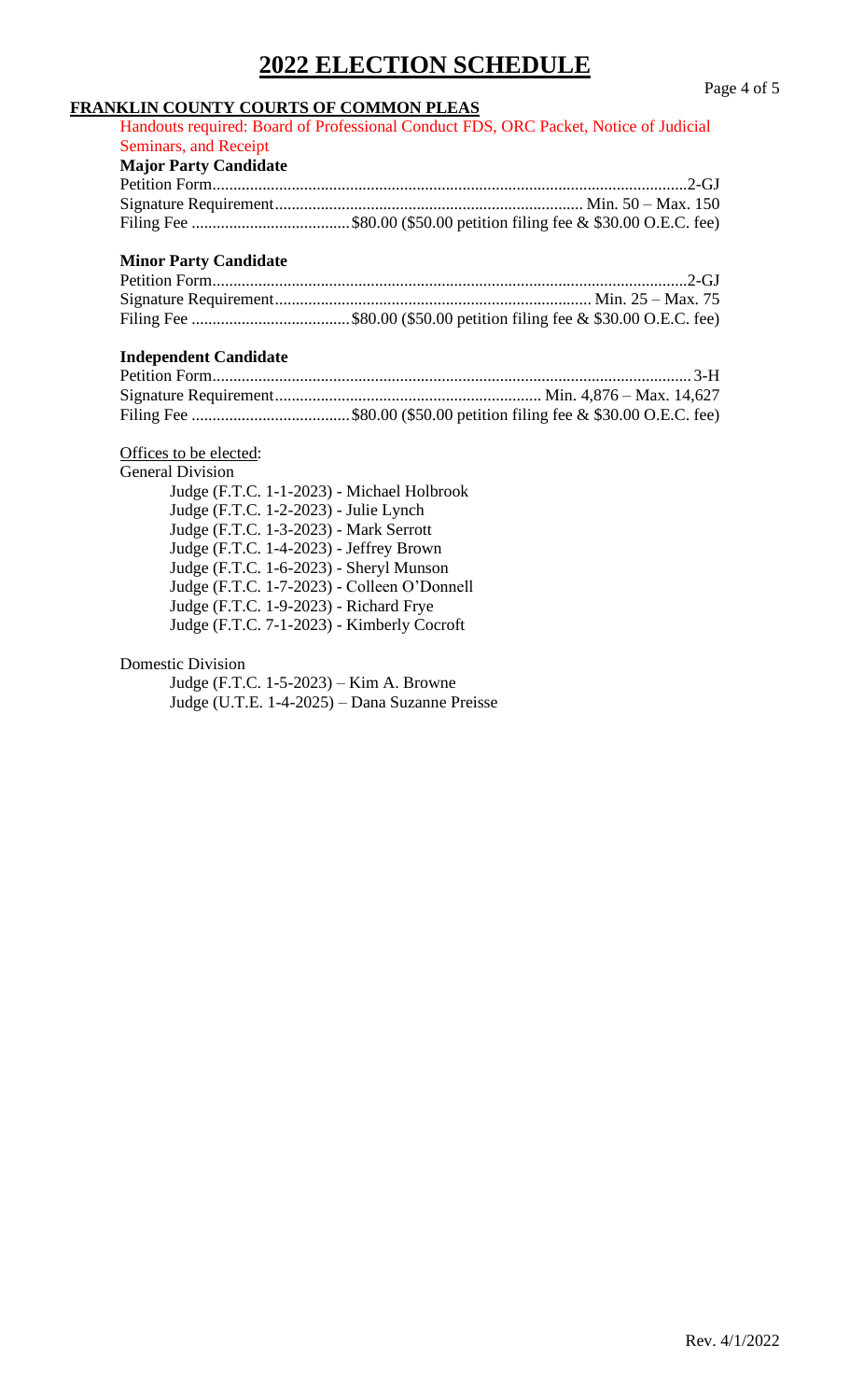# 2022 ELECTION SCHEDULE

## FRANKLIN COUNTY COURTS OF COMMON PLEAS

Handouts required: Board of Professional Conduct FDS, ORC Packet, Notice of Judicial Seminars, and Receipt

**Major Party Candidate**

Petition Form................................................................................................2-GJ
Signature Requirement.......................................................................... Min. 50 – Max. 150
Filing Fee ......................................$80.00 ($50.00 petition filing fee & $30.00 O.E.C. fee)

**Minor Party Candidate**

Petition Form................................................................................................2-GJ
Signature Requirement.......................................................................... Min. 25 – Max. 75
Filing Fee ......................................$80.00 ($50.00 petition filing fee & $30.00 O.E.C. fee)

**Independent Candidate**

Petition Form.................................................................................................3-H
Signature Requirement................................................................ Min. 4,876 – Max. 14,627
Filing Fee ......................................$80.00 ($50.00 petition filing fee & $30.00 O.E.C. fee)

Offices to be elected:

General Division

- Judge (F.T.C. 1-1-2023) - Michael Holbrook
- Judge (F.T.C. 1-2-2023) - Julie Lynch
- Judge (F.T.C. 1-3-2023) - Mark Serrott
- Judge (F.T.C. 1-4-2023) - Jeffrey Brown
- Judge (F.T.C. 1-6-2023) - Sheryl Munson
- Judge (F.T.C. 1-7-2023) - Colleen O'Donnell
- Judge (F.T.C. 1-9-2023) - Richard Frye
- Judge (F.T.C. 7-1-2023) - Kimberly Cocroft

Domestic Division

- Judge (F.T.C. 1-5-2023) – Kim A. Browne
- Judge (U.T.E. 1-4-2025) – Dana Suzanne Preisse

Rev. 4/1/2022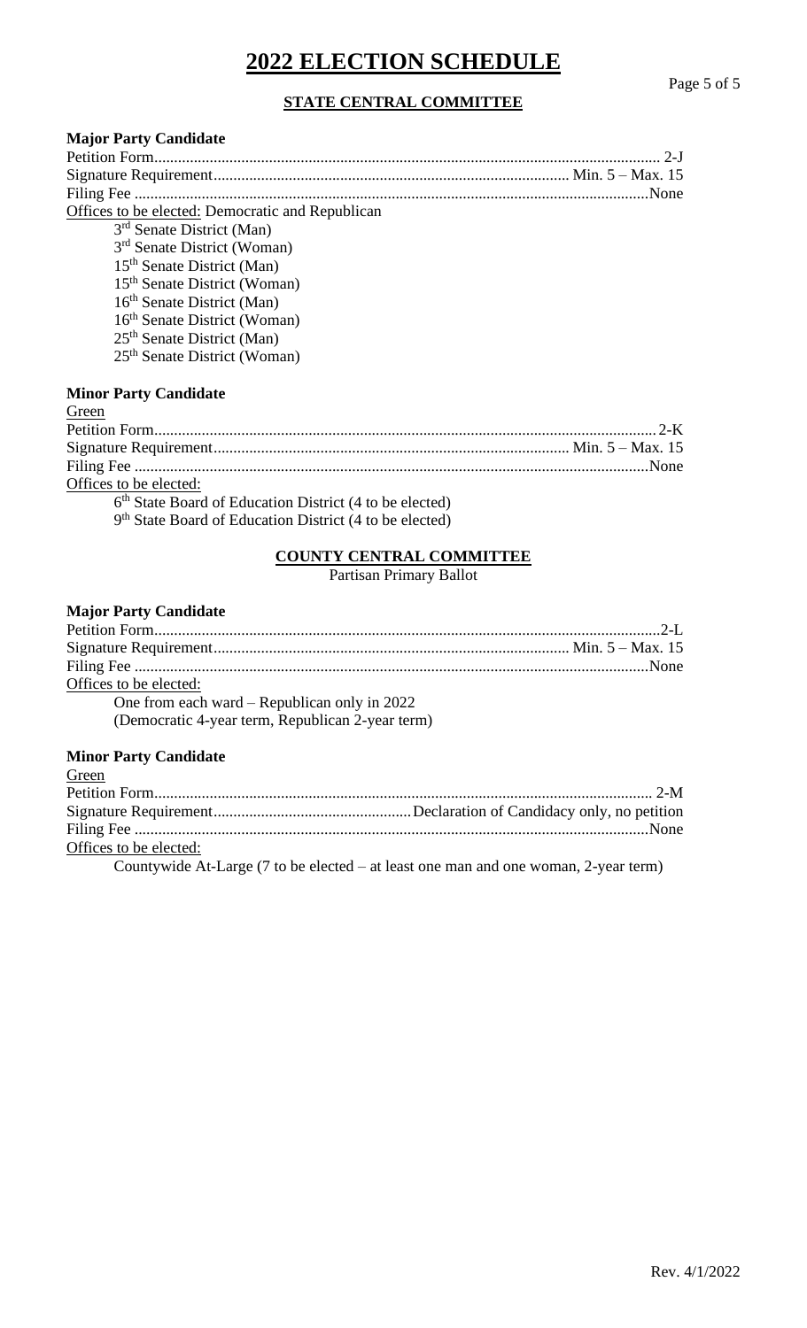# 2022 ELECTION SCHEDULE

## STATE CENTRAL COMMITTEE

**Major Party Candidate**

Petition Form.............................................................................................................. 2-J
Signature Requirement.......................................................................................... Min. 5 – Max. 15
Filing Fee .................................................................................................................None

Offices to be elected: Democratic and Republican

- 3rd Senate District (Man)
- 3rd Senate District (Woman)
- 15th Senate District (Man)
- 15th Senate District (Woman)
- 16th Senate District (Man)
- 16th Senate District (Woman)
- 25th Senate District (Man)
- 25th Senate District (Woman)

**Minor Party Candidate**

Green

Petition Form.............................................................................................................. 2-K
Signature Requirement.......................................................................................... Min. 5 – Max. 15
Filing Fee .................................................................................................................None

Offices to be elected:

- 6th State Board of Education District (4 to be elected)
- 9th State Board of Education District (4 to be elected)

## COUNTY CENTRAL COMMITTEE

Partisan Primary Ballot

**Major Party Candidate**

Petition Form..............................................................................................................2-L
Signature Requirement.......................................................................................... Min. 5 – Max. 15
Filing Fee .................................................................................................................None

Offices to be elected:

One from each ward – Republican only in 2022
(Democratic 4-year term, Republican 2-year term)

**Minor Party Candidate**

Green

Petition Form.............................................................................................................. 2-M
Signature Requirement..................................................Declaration of Candidacy only, no petition
Filing Fee .................................................................................................................None

Offices to be elected:

Countywide At-Large (7 to be elected – at least one man and one woman, 2-year term)

Rev. 4/1/2022